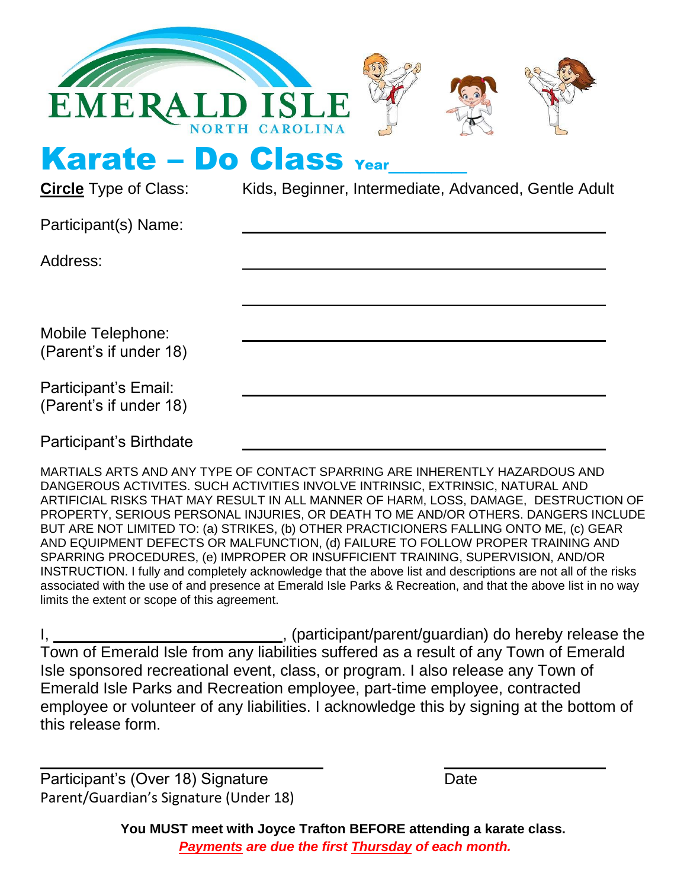EMERALD ISLE
NORTH CAROLINA

# Karate – Do Class Year_______

**Circle** Type of Class: Kids, Beginner, Intermediate, Advanced, Gentle Adult

Participant(s) Name: ________________________________________

Address: ________________________________________

________________________________________

Mobile Telephone: ________________________________________
(Parent's if under 18)

Participant's Email: ________________________________________
(Parent's if under 18)

Participant's Birthdate ________________________________________

MARTIALS ARTS AND ANY TYPE OF CONTACT SPARRING ARE INHERENTLY HAZARDOUS AND DANGEROUS ACTIVITES. SUCH ACTIVITIES INVOLVE INTRINSIC, EXTRINSIC, NATURAL AND ARTIFICIAL RISKS THAT MAY RESULT IN ALL MANNER OF HARM, LOSS, DAMAGE, DESTRUCTION OF PROPERTY, SERIOUS PERSONAL INJURIES, OR DEATH TO ME AND/OR OTHERS. DANGERS INCLUDE BUT ARE NOT LIMITED TO: (a) STRIKES, (b) OTHER PRACTICIONERS FALLING ONTO ME, (c) GEAR AND EQUIPMENT DEFECTS OR MALFUNCTION, (d) FAILURE TO FOLLOW PROPER TRAINING AND SPARRING PROCEDURES, (e) IMPROPER OR INSUFFICIENT TRAINING, SUPERVISION, AND/OR INSTRUCTION. I fully and completely acknowledge that the above list and descriptions are not all of the risks associated with the use of and presence at Emerald Isle Parks & Recreation, and that the above list in no way limits the extent or scope of this agreement.

I, ____________________________, (participant/parent/guardian) do hereby release the Town of Emerald Isle from any liabilities suffered as a result of any Town of Emerald Isle sponsored recreational event, class, or program. I also release any Town of Emerald Isle Parks and Recreation employee, part-time employee, contracted employee or volunteer of any liabilities. I acknowledge this by signing at the bottom of this release form.

________________________________________ ____________________
Participant's (Over 18) Signature Date
Parent/Guardian's Signature (Under 18)

**You MUST meet with Joyce Trafton BEFORE attending a karate class.**

***Payments are due the first Thursday of each month.***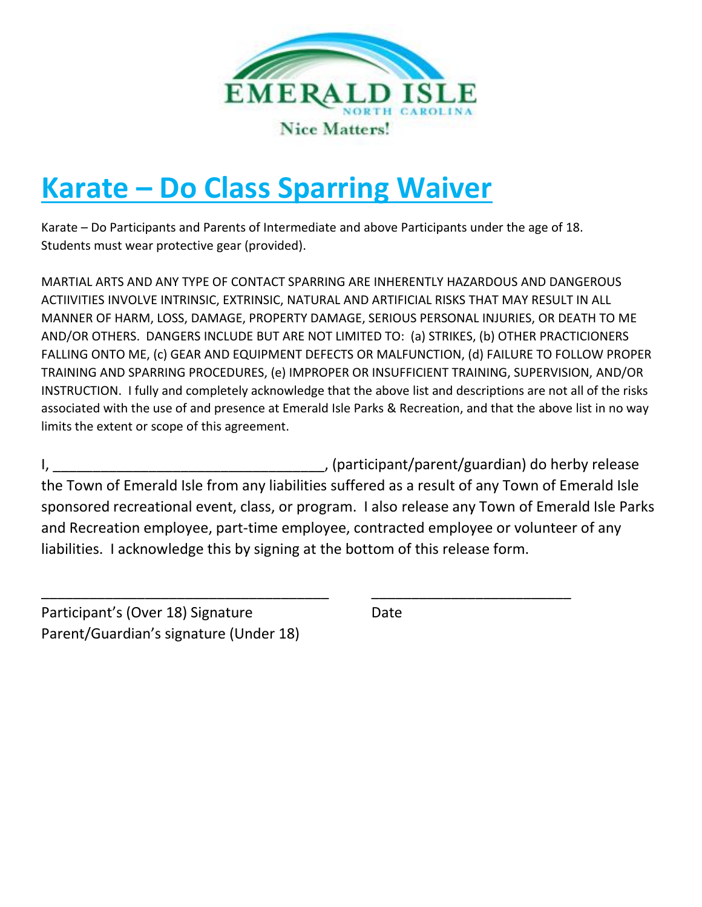EMERALD ISLE
NORTH CAROLINA
Nice Matters!

# Karate – Do Class Sparring Waiver

Karate – Do Participants and Parents of Intermediate and above Participants under the age of 18.
Students must wear protective gear (provided).

MARTIAL ARTS AND ANY TYPE OF CONTACT SPARRING ARE INHERENTLY HAZARDOUS AND DANGEROUS ACTIIVITIES INVOLVE INTRINSIC, EXTRINSIC, NATURAL AND ARTIFICIAL RISKS THAT MAY RESULT IN ALL MANNER OF HARM, LOSS, DAMAGE, PROPERTY DAMAGE, SERIOUS PERSONAL INJURIES, OR DEATH TO ME AND/OR OTHERS. DANGERS INCLUDE BUT ARE NOT LIMITED TO: (a) STRIKES, (b) OTHER PRACTICIONERS FALLING ONTO ME, (c) GEAR AND EQUIPMENT DEFECTS OR MALFUNCTION, (d) FAILURE TO FOLLOW PROPER TRAINING AND SPARRING PROCEDURES, (e) IMPROPER OR INSUFFICIENT TRAINING, SUPERVISION, AND/OR INSTRUCTION. I fully and completely acknowledge that the above list and descriptions are not all of the risks associated with the use of and presence at Emerald Isle Parks & Recreation, and that the above list in no way limits the extent or scope of this agreement.

I, __________________________________, (participant/parent/guardian) do herby release the Town of Emerald Isle from any liabilities suffered as a result of any Town of Emerald Isle sponsored recreational event, class, or program. I also release any Town of Emerald Isle Parks and Recreation employee, part-time employee, contracted employee or volunteer of any liabilities. I acknowledge this by signing at the bottom of this release form.

____________________________________ &nbsp;&nbsp;&nbsp;&nbsp; _________________________

Participant's (Over 18) Signature &nbsp;&nbsp;&nbsp;&nbsp; Date
Parent/Guardian's signature (Under 18)